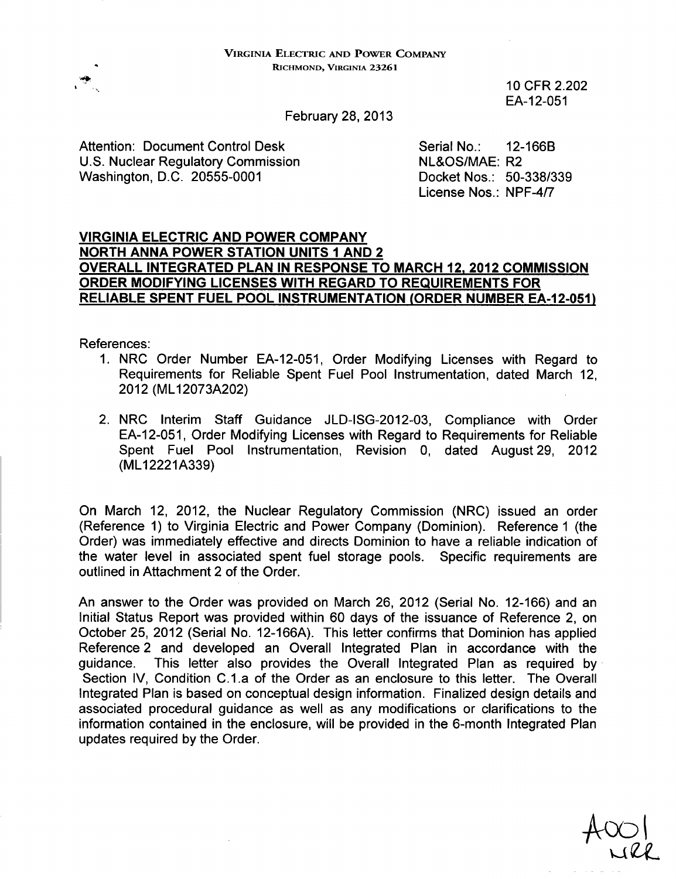VIRGINIA ELECTRIC AND POWER COMPANY
RICHMOND, VIRGINIA 23261

10 CFR 2.202
EA-12-051

February 28, 2013

Attention: Document Control Desk
U.S. Nuclear Regulatory Commission
Washington, D.C. 20555-0001

Serial No.: 12-166B
NL&OS/MAE: R2
Docket Nos.: 50-338/339
License Nos.: NPF-4/7

**VIRGINIA ELECTRIC AND POWER COMPANY**
**NORTH ANNA POWER STATION UNITS 1 AND 2**
**OVERALL INTEGRATED PLAN IN RESPONSE TO MARCH 12, 2012 COMMISSION ORDER MODIFYING LICENSES WITH REGARD TO REQUIREMENTS FOR RELIABLE SPENT FUEL POOL INSTRUMENTATION (ORDER NUMBER EA-12-051)**

References:

1. NRC Order Number EA-12-051, Order Modifying Licenses with Regard to Requirements for Reliable Spent Fuel Pool Instrumentation, dated March 12, 2012 (ML12073A202)
2. NRC Interim Staff Guidance JLD-ISG-2012-03, Compliance with Order EA-12-051, Order Modifying Licenses with Regard to Requirements for Reliable Spent Fuel Pool Instrumentation, Revision 0, dated August 29, 2012 (ML12221A339)

On March 12, 2012, the Nuclear Regulatory Commission (NRC) issued an order (Reference 1) to Virginia Electric and Power Company (Dominion). Reference 1 (the Order) was immediately effective and directs Dominion to have a reliable indication of the water level in associated spent fuel storage pools. Specific requirements are outlined in Attachment 2 of the Order.

An answer to the Order was provided on March 26, 2012 (Serial No. 12-166) and an Initial Status Report was provided within 60 days of the issuance of Reference 2, on October 25, 2012 (Serial No. 12-166A). This letter confirms that Dominion has applied Reference 2 and developed an Overall Integrated Plan in accordance with the guidance. This letter also provides the Overall Integrated Plan as required by Section IV, Condition C.1.a of the Order as an enclosure to this letter. The Overall Integrated Plan is based on conceptual design information. Finalized design details and associated procedural guidance as well as any modifications or clarifications to the information contained in the enclosure, will be provided in the 6-month Integrated Plan updates required by the Order.

A001
NRR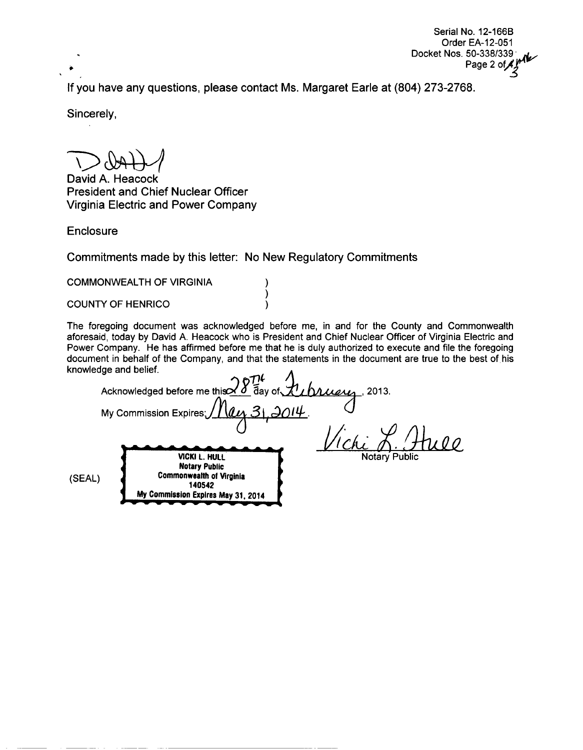Serial No. 12-166B
Order EA-12-051
Docket Nos. 50-338/339

If you have any questions, please contact Ms. Margaret Earle at (804) 273-2768.

Sincerely,

David A. Heacock
President and Chief Nuclear Officer
Virginia Electric and Power Company

Enclosure

Commitments made by this letter: No New Regulatory Commitments

COMMONWEALTH OF VIRGINIA )
)
COUNTY OF HENRICO )

The foregoing document was acknowledged before me, in and for the County and Commonwealth aforesaid, today by David A. Heacock who is President and Chief Nuclear Officer of Virginia Electric and Power Company. He has affirmed before me that he is duly authorized to execute and file the foregoing document in behalf of the Company, and that the statements in the document are true to the best of his knowledge and belief.

Acknowledged before me this 28th day of February, 2013.

My Commission Expires: May 31, 2014.

Vicki L. Hull
Notary Public

(SEAL)

VICKI L. HULL
Notary Public
Commonwealth of Virginia
140542
My Commission Expires May 31, 2014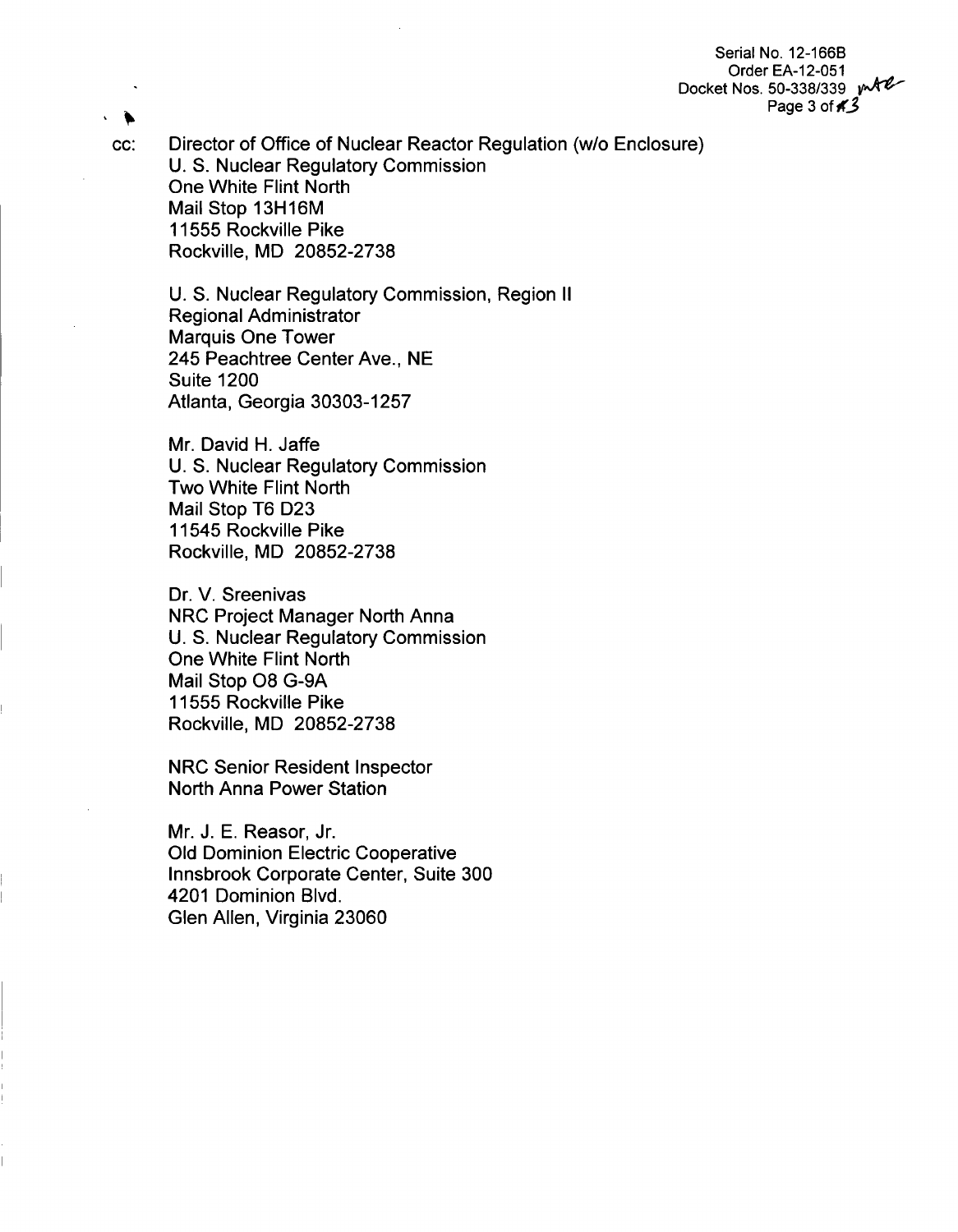cc: Director of Office of Nuclear Reactor Regulation (w/o Enclosure)
U. S. Nuclear Regulatory Commission
One White Flint North
Mail Stop 13H16M
11555 Rockville Pike
Rockville, MD 20852-2738

U. S. Nuclear Regulatory Commission, Region II
Regional Administrator
Marquis One Tower
245 Peachtree Center Ave., NE
Suite 1200
Atlanta, Georgia 30303-1257

Mr. David H. Jaffe
U. S. Nuclear Regulatory Commission
Two White Flint North
Mail Stop T6 D23
11545 Rockville Pike
Rockville, MD 20852-2738

Dr. V. Sreenivas
NRC Project Manager North Anna
U. S. Nuclear Regulatory Commission
One White Flint North
Mail Stop O8 G-9A
11555 Rockville Pike
Rockville, MD 20852-2738

NRC Senior Resident Inspector
North Anna Power Station

Mr. J. E. Reasor, Jr.
Old Dominion Electric Cooperative
Innsbrook Corporate Center, Suite 300
4201 Dominion Blvd.
Glen Allen, Virginia 23060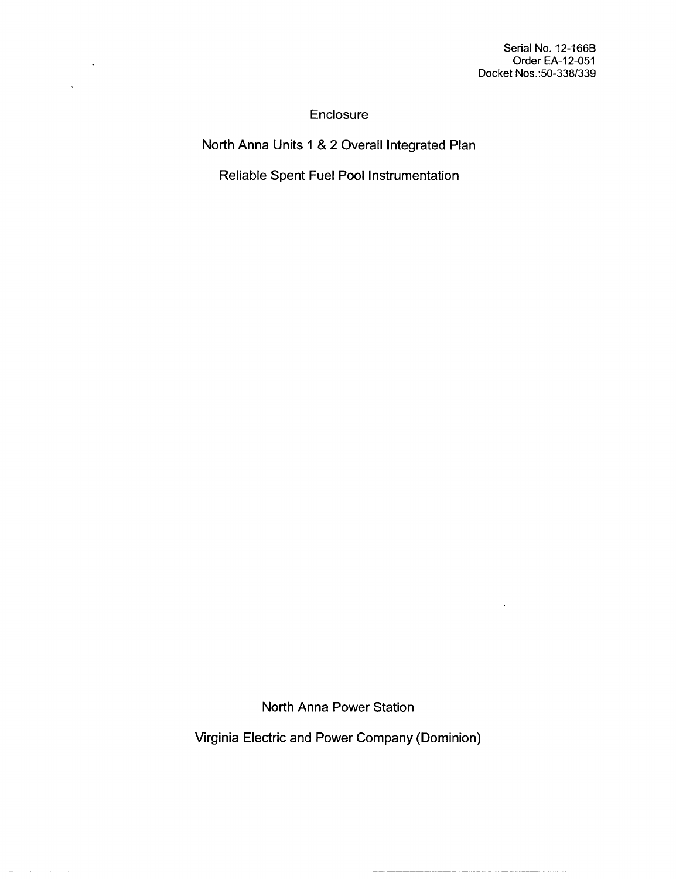Serial No. 12-166B
Order EA-12-051
Docket Nos.:50-338/339

# Enclosure

## North Anna Units 1 & 2 Overall Integrated Plan

## Reliable Spent Fuel Pool Instrumentation

North Anna Power Station

Virginia Electric and Power Company (Dominion)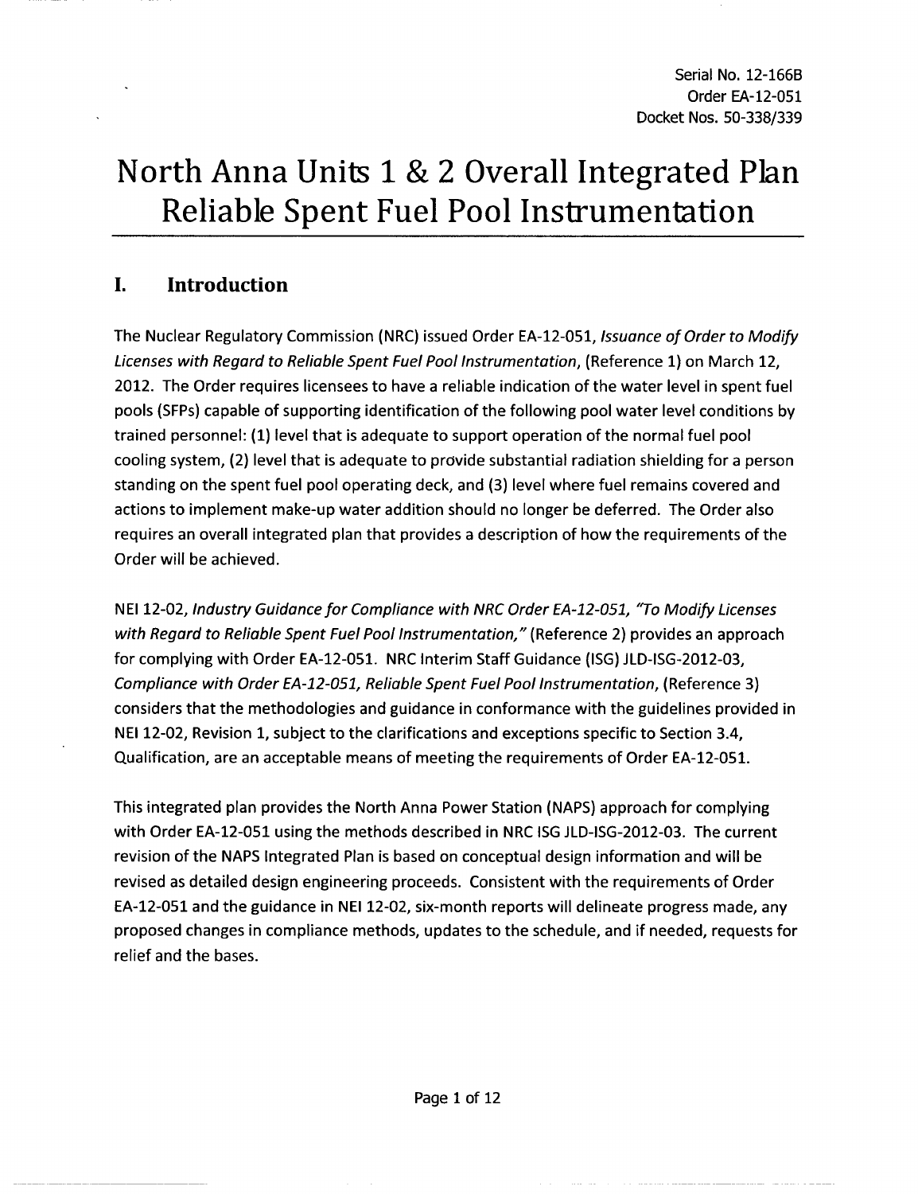Serial No. 12-166B
Order EA-12-051
Docket Nos. 50-338/339

# North Anna Units 1 & 2 Overall Integrated Plan Reliable Spent Fuel Pool Instrumentation

## I. Introduction

The Nuclear Regulatory Commission (NRC) issued Order EA-12-051, *Issuance of Order to Modify Licenses with Regard to Reliable Spent Fuel Pool Instrumentation*, (Reference 1) on March 12, 2012. The Order requires licensees to have a reliable indication of the water level in spent fuel pools (SFPs) capable of supporting identification of the following pool water level conditions by trained personnel: (1) level that is adequate to support operation of the normal fuel pool cooling system, (2) level that is adequate to provide substantial radiation shielding for a person standing on the spent fuel pool operating deck, and (3) level where fuel remains covered and actions to implement make-up water addition should no longer be deferred. The Order also requires an overall integrated plan that provides a description of how the requirements of the Order will be achieved.

NEI 12-02, *Industry Guidance for Compliance with NRC Order EA-12-051, "To Modify Licenses with Regard to Reliable Spent Fuel Pool Instrumentation,"* (Reference 2) provides an approach for complying with Order EA-12-051. NRC Interim Staff Guidance (ISG) JLD-ISG-2012-03, *Compliance with Order EA-12-051, Reliable Spent Fuel Pool Instrumentation*, (Reference 3) considers that the methodologies and guidance in conformance with the guidelines provided in NEI 12-02, Revision 1, subject to the clarifications and exceptions specific to Section 3.4, Qualification, are an acceptable means of meeting the requirements of Order EA-12-051.

This integrated plan provides the North Anna Power Station (NAPS) approach for complying with Order EA-12-051 using the methods described in NRC ISG JLD-ISG-2012-03. The current revision of the NAPS Integrated Plan is based on conceptual design information and will be revised as detailed design engineering proceeds. Consistent with the requirements of Order EA-12-051 and the guidance in NEI 12-02, six-month reports will delineate progress made, any proposed changes in compliance methods, updates to the schedule, and if needed, requests for relief and the bases.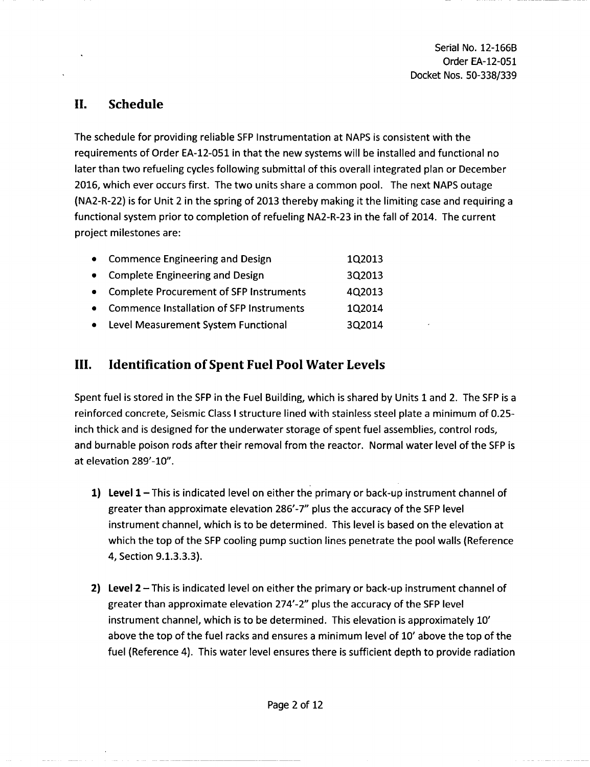## II. Schedule

The schedule for providing reliable SFP Instrumentation at NAPS is consistent with the requirements of Order EA-12-051 in that the new systems will be installed and functional no later than two refueling cycles following submittal of this overall integrated plan or December 2016, which ever occurs first. The two units share a common pool. The next NAPS outage (NA2-R-22) is for Unit 2 in the spring of 2013 thereby making it the limiting case and requiring a functional system prior to completion of refueling NA2-R-23 in the fall of 2014. The current project milestones are:

- Commence Engineering and Design 1Q2013
- Complete Engineering and Design 3Q2013
- Complete Procurement of SFP Instruments 4Q2013
- Commence Installation of SFP Instruments 1Q2014
- Level Measurement System Functional 3Q2014

## III. Identification of Spent Fuel Pool Water Levels

Spent fuel is stored in the SFP in the Fuel Building, which is shared by Units 1 and 2. The SFP is a reinforced concrete, Seismic Class I structure lined with stainless steel plate a minimum of 0.25-inch thick and is designed for the underwater storage of spent fuel assemblies, control rods, and burnable poison rods after their removal from the reactor. Normal water level of the SFP is at elevation 289'-10".

1) **Level 1** – This is indicated level on either the primary or back-up instrument channel of greater than approximate elevation 286'-7" plus the accuracy of the SFP level instrument channel, which is to be determined. This level is based on the elevation at which the top of the SFP cooling pump suction lines penetrate the pool walls (Reference 4, Section 9.1.3.3.3).

2) **Level 2** – This is indicated level on either the primary or back-up instrument channel of greater than approximate elevation 274'-2" plus the accuracy of the SFP level instrument channel, which is to be determined. This elevation is approximately 10' above the top of the fuel racks and ensures a minimum level of 10' above the top of the fuel (Reference 4). This water level ensures there is sufficient depth to provide radiation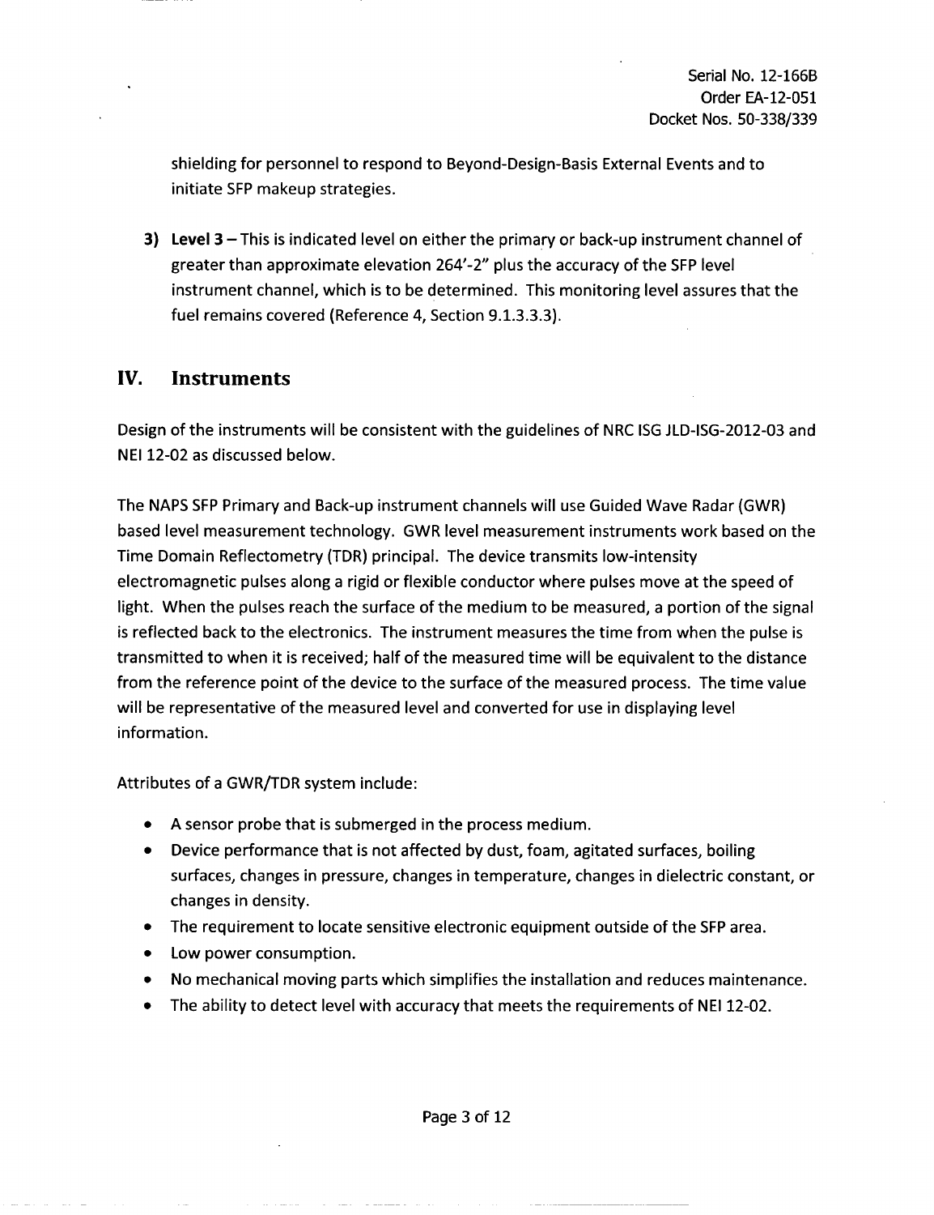shielding for personnel to respond to Beyond-Design-Basis External Events and to initiate SFP makeup strategies.

3) **Level 3** – This is indicated level on either the primary or back-up instrument channel of greater than approximate elevation 264'-2" plus the accuracy of the SFP level instrument channel, which is to be determined. This monitoring level assures that the fuel remains covered (Reference 4, Section 9.1.3.3.3).

## IV. Instruments

Design of the instruments will be consistent with the guidelines of NRC ISG JLD-ISG-2012-03 and NEI 12-02 as discussed below.

The NAPS SFP Primary and Back-up instrument channels will use Guided Wave Radar (GWR) based level measurement technology. GWR level measurement instruments work based on the Time Domain Reflectometry (TDR) principal. The device transmits low-intensity electromagnetic pulses along a rigid or flexible conductor where pulses move at the speed of light. When the pulses reach the surface of the medium to be measured, a portion of the signal is reflected back to the electronics. The instrument measures the time from when the pulse is transmitted to when it is received; half of the measured time will be equivalent to the distance from the reference point of the device to the surface of the measured process. The time value will be representative of the measured level and converted for use in displaying level information.

Attributes of a GWR/TDR system include:

- A sensor probe that is submerged in the process medium.
- Device performance that is not affected by dust, foam, agitated surfaces, boiling surfaces, changes in pressure, changes in temperature, changes in dielectric constant, or changes in density.
- The requirement to locate sensitive electronic equipment outside of the SFP area.
- Low power consumption.
- No mechanical moving parts which simplifies the installation and reduces maintenance.
- The ability to detect level with accuracy that meets the requirements of NEI 12-02.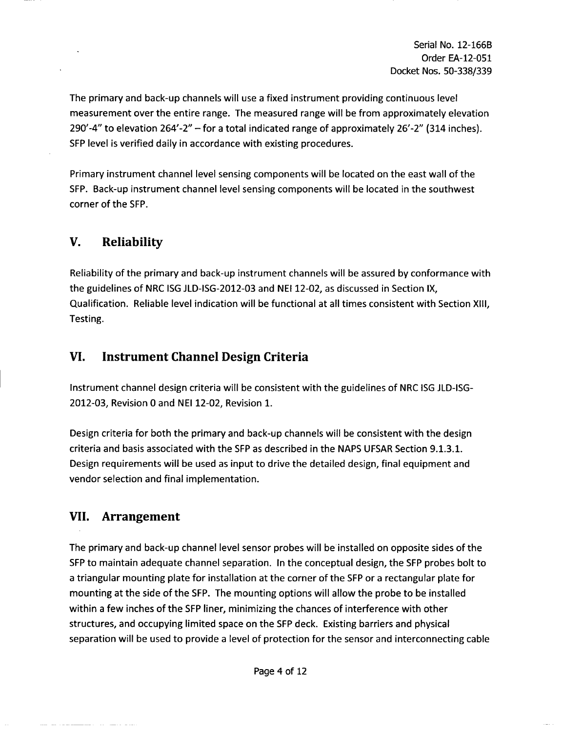The primary and back-up channels will use a fixed instrument providing continuous level measurement over the entire range. The measured range will be from approximately elevation 290'-4" to elevation 264'-2" – for a total indicated range of approximately 26'-2" (314 inches). SFP level is verified daily in accordance with existing procedures.

Primary instrument channel level sensing components will be located on the east wall of the SFP. Back-up instrument channel level sensing components will be located in the southwest corner of the SFP.

## V. Reliability

Reliability of the primary and back-up instrument channels will be assured by conformance with the guidelines of NRC ISG JLD-ISG-2012-03 and NEI 12-02, as discussed in Section IX, Qualification. Reliable level indication will be functional at all times consistent with Section XIII, Testing.

## VI. Instrument Channel Design Criteria

Instrument channel design criteria will be consistent with the guidelines of NRC ISG JLD-ISG-2012-03, Revision 0 and NEI 12-02, Revision 1.

Design criteria for both the primary and back-up channels will be consistent with the design criteria and basis associated with the SFP as described in the NAPS UFSAR Section 9.1.3.1. Design requirements will be used as input to drive the detailed design, final equipment and vendor selection and final implementation.

## VII. Arrangement

The primary and back-up channel level sensor probes will be installed on opposite sides of the SFP to maintain adequate channel separation. In the conceptual design, the SFP probes bolt to a triangular mounting plate for installation at the corner of the SFP or a rectangular plate for mounting at the side of the SFP. The mounting options will allow the probe to be installed within a few inches of the SFP liner, minimizing the chances of interference with other structures, and occupying limited space on the SFP deck. Existing barriers and physical separation will be used to provide a level of protection for the sensor and interconnecting cable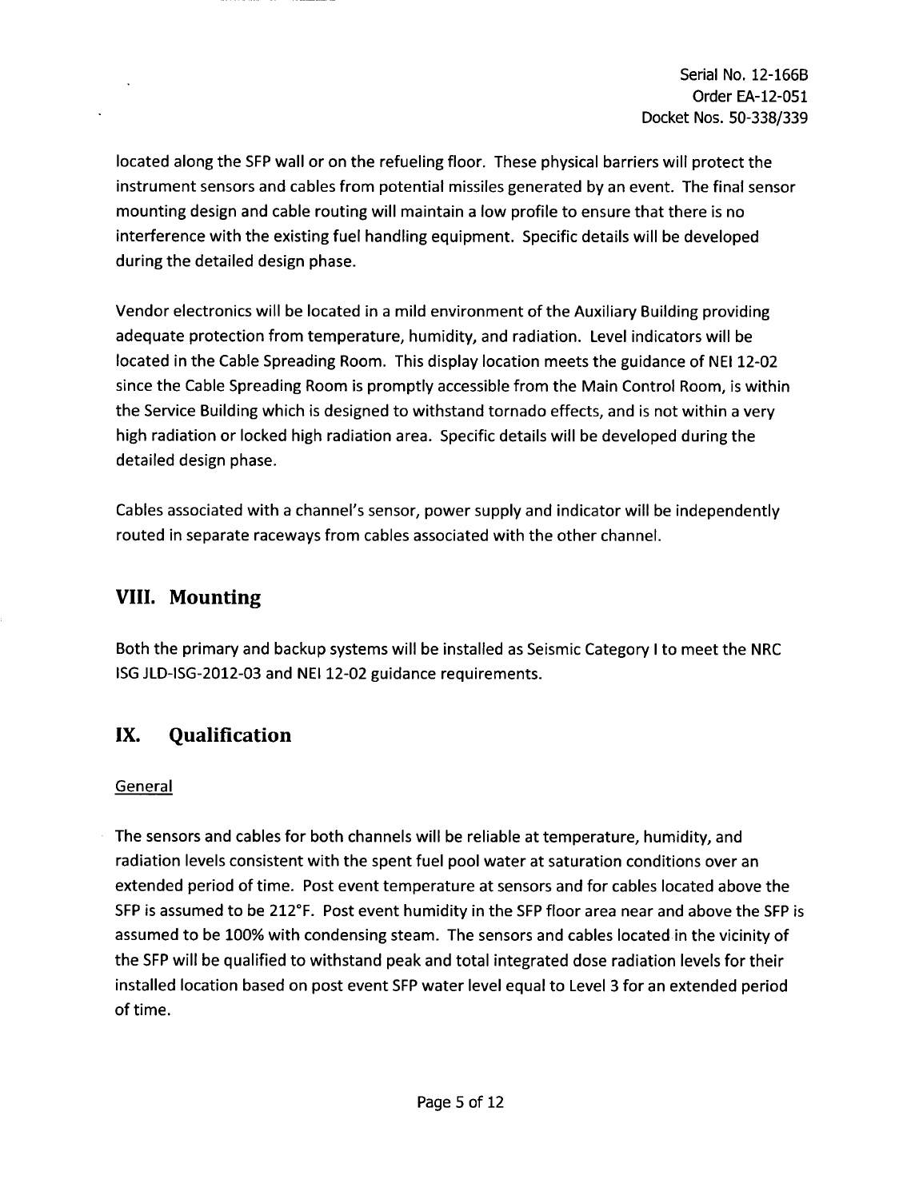located along the SFP wall or on the refueling floor. These physical barriers will protect the instrument sensors and cables from potential missiles generated by an event. The final sensor mounting design and cable routing will maintain a low profile to ensure that there is no interference with the existing fuel handling equipment. Specific details will be developed during the detailed design phase.

Vendor electronics will be located in a mild environment of the Auxiliary Building providing adequate protection from temperature, humidity, and radiation. Level indicators will be located in the Cable Spreading Room. This display location meets the guidance of NEI 12-02 since the Cable Spreading Room is promptly accessible from the Main Control Room, is within the Service Building which is designed to withstand tornado effects, and is not within a very high radiation or locked high radiation area. Specific details will be developed during the detailed design phase.

Cables associated with a channel's sensor, power supply and indicator will be independently routed in separate raceways from cables associated with the other channel.

## VIII. Mounting

Both the primary and backup systems will be installed as Seismic Category I to meet the NRC ISG JLD-ISG-2012-03 and NEI 12-02 guidance requirements.

## IX. Qualification

General

The sensors and cables for both channels will be reliable at temperature, humidity, and radiation levels consistent with the spent fuel pool water at saturation conditions over an extended period of time. Post event temperature at sensors and for cables located above the SFP is assumed to be 212°F. Post event humidity in the SFP floor area near and above the SFP is assumed to be 100% with condensing steam. The sensors and cables located in the vicinity of the SFP will be qualified to withstand peak and total integrated dose radiation levels for their installed location based on post event SFP water level equal to Level 3 for an extended period of time.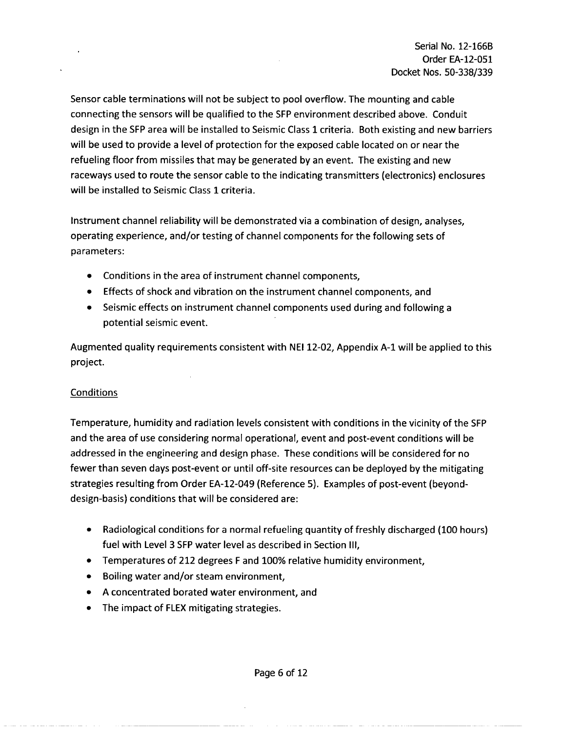Sensor cable terminations will not be subject to pool overflow. The mounting and cable connecting the sensors will be qualified to the SFP environment described above. Conduit design in the SFP area will be installed to Seismic Class 1 criteria. Both existing and new barriers will be used to provide a level of protection for the exposed cable located on or near the refueling floor from missiles that may be generated by an event. The existing and new raceways used to route the sensor cable to the indicating transmitters (electronics) enclosures will be installed to Seismic Class 1 criteria.

Instrument channel reliability will be demonstrated via a combination of design, analyses, operating experience, and/or testing of channel components for the following sets of parameters:

- Conditions in the area of instrument channel components,
- Effects of shock and vibration on the instrument channel components, and
- Seismic effects on instrument channel components used during and following a potential seismic event.

Augmented quality requirements consistent with NEI 12-02, Appendix A-1 will be applied to this project.

Conditions

Temperature, humidity and radiation levels consistent with conditions in the vicinity of the SFP and the area of use considering normal operational, event and post-event conditions will be addressed in the engineering and design phase. These conditions will be considered for no fewer than seven days post-event or until off-site resources can be deployed by the mitigating strategies resulting from Order EA-12-049 (Reference 5). Examples of post-event (beyond-design-basis) conditions that will be considered are:

- Radiological conditions for a normal refueling quantity of freshly discharged (100 hours) fuel with Level 3 SFP water level as described in Section III,
- Temperatures of 212 degrees F and 100% relative humidity environment,
- Boiling water and/or steam environment,
- A concentrated borated water environment, and
- The impact of FLEX mitigating strategies.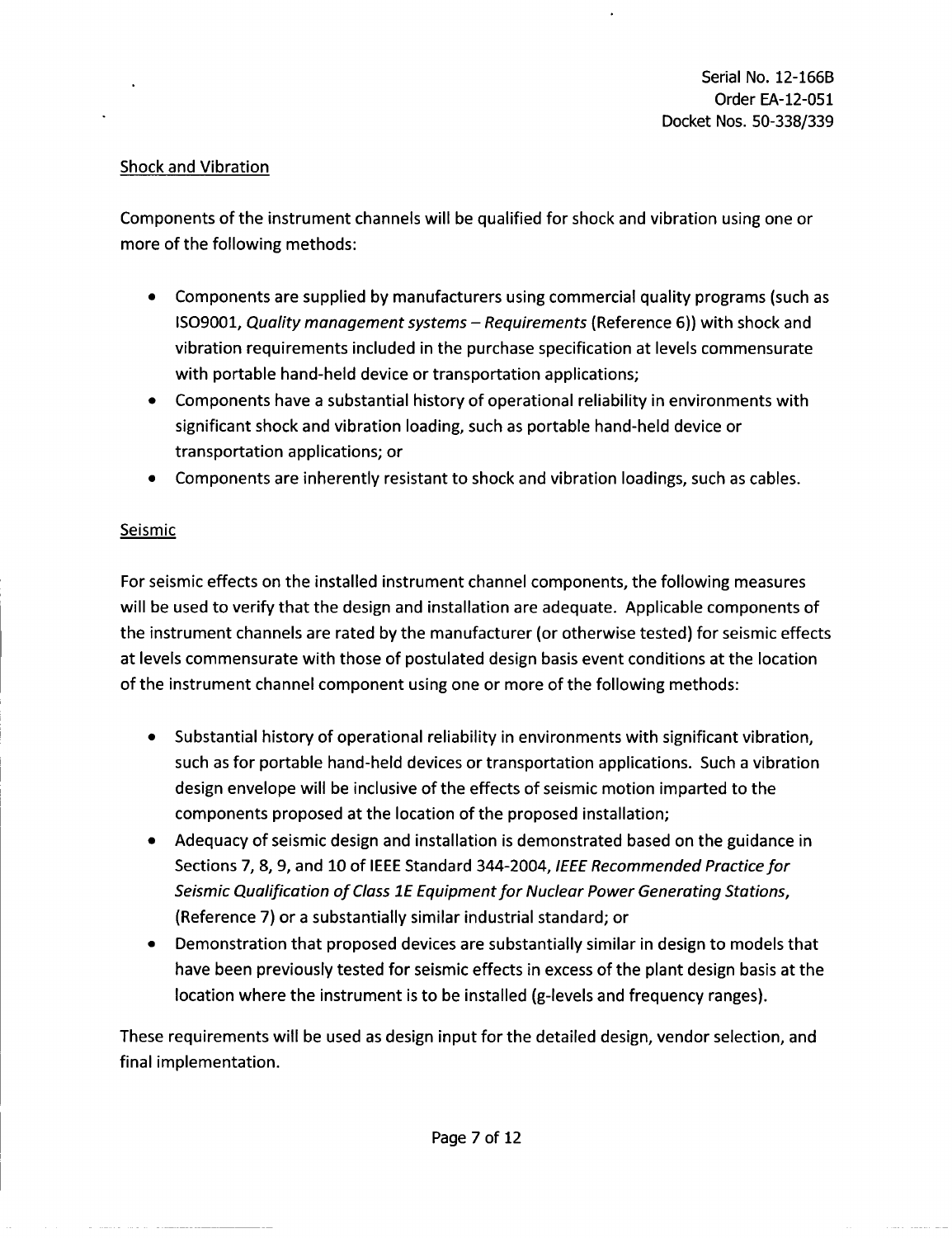Shock and Vibration

Components of the instrument channels will be qualified for shock and vibration using one or more of the following methods:

- Components are supplied by manufacturers using commercial quality programs (such as ISO9001, *Quality management systems – Requirements* (Reference 6)) with shock and vibration requirements included in the purchase specification at levels commensurate with portable hand-held device or transportation applications;
- Components have a substantial history of operational reliability in environments with significant shock and vibration loading, such as portable hand-held device or transportation applications; or
- Components are inherently resistant to shock and vibration loadings, such as cables.

Seismic

For seismic effects on the installed instrument channel components, the following measures will be used to verify that the design and installation are adequate. Applicable components of the instrument channels are rated by the manufacturer (or otherwise tested) for seismic effects at levels commensurate with those of postulated design basis event conditions at the location of the instrument channel component using one or more of the following methods:

- Substantial history of operational reliability in environments with significant vibration, such as for portable hand-held devices or transportation applications. Such a vibration design envelope will be inclusive of the effects of seismic motion imparted to the components proposed at the location of the proposed installation;
- Adequacy of seismic design and installation is demonstrated based on the guidance in Sections 7, 8, 9, and 10 of IEEE Standard 344-2004, *IEEE Recommended Practice for Seismic Qualification of Class 1E Equipment for Nuclear Power Generating Stations*, (Reference 7) or a substantially similar industrial standard; or
- Demonstration that proposed devices are substantially similar in design to models that have been previously tested for seismic effects in excess of the plant design basis at the location where the instrument is to be installed (g-levels and frequency ranges).

These requirements will be used as design input for the detailed design, vendor selection, and final implementation.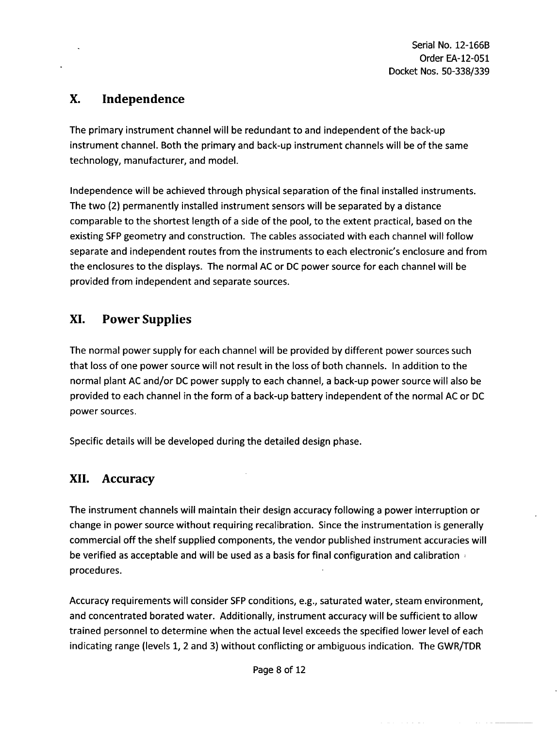## X. Independence

The primary instrument channel will be redundant to and independent of the back-up instrument channel. Both the primary and back-up instrument channels will be of the same technology, manufacturer, and model.

Independence will be achieved through physical separation of the final installed instruments. The two (2) permanently installed instrument sensors will be separated by a distance comparable to the shortest length of a side of the pool, to the extent practical, based on the existing SFP geometry and construction. The cables associated with each channel will follow separate and independent routes from the instruments to each electronic's enclosure and from the enclosures to the displays. The normal AC or DC power source for each channel will be provided from independent and separate sources.

## XI. Power Supplies

The normal power supply for each channel will be provided by different power sources such that loss of one power source will not result in the loss of both channels. In addition to the normal plant AC and/or DC power supply to each channel, a back-up power source will also be provided to each channel in the form of a back-up battery independent of the normal AC or DC power sources.

Specific details will be developed during the detailed design phase.

## XII. Accuracy

The instrument channels will maintain their design accuracy following a power interruption or change in power source without requiring recalibration. Since the instrumentation is generally commercial off the shelf supplied components, the vendor published instrument accuracies will be verified as acceptable and will be used as a basis for final configuration and calibration procedures.

Accuracy requirements will consider SFP conditions, e.g., saturated water, steam environment, and concentrated borated water. Additionally, instrument accuracy will be sufficient to allow trained personnel to determine when the actual level exceeds the specified lower level of each indicating range (levels 1, 2 and 3) without conflicting or ambiguous indication. The GWR/TDR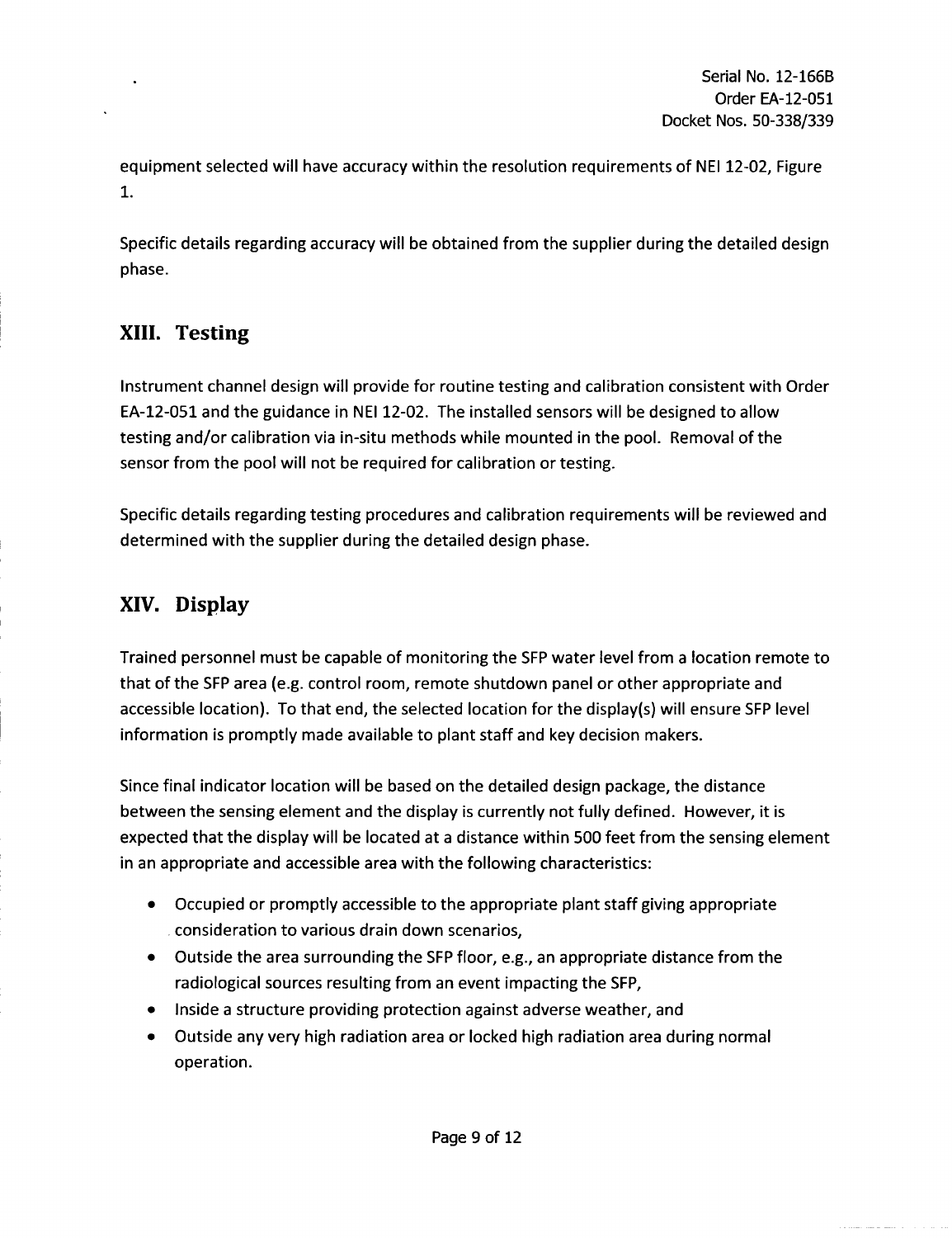equipment selected will have accuracy within the resolution requirements of NEI 12-02, Figure 1.

Specific details regarding accuracy will be obtained from the supplier during the detailed design phase.

## XIII. Testing

Instrument channel design will provide for routine testing and calibration consistent with Order EA-12-051 and the guidance in NEI 12-02. The installed sensors will be designed to allow testing and/or calibration via in-situ methods while mounted in the pool. Removal of the sensor from the pool will not be required for calibration or testing.

Specific details regarding testing procedures and calibration requirements will be reviewed and determined with the supplier during the detailed design phase.

## XIV. Display

Trained personnel must be capable of monitoring the SFP water level from a location remote to that of the SFP area (e.g. control room, remote shutdown panel or other appropriate and accessible location). To that end, the selected location for the display(s) will ensure SFP level information is promptly made available to plant staff and key decision makers.

Since final indicator location will be based on the detailed design package, the distance between the sensing element and the display is currently not fully defined. However, it is expected that the display will be located at a distance within 500 feet from the sensing element in an appropriate and accessible area with the following characteristics:

- Occupied or promptly accessible to the appropriate plant staff giving appropriate consideration to various drain down scenarios,
- Outside the area surrounding the SFP floor, e.g., an appropriate distance from the radiological sources resulting from an event impacting the SFP,
- Inside a structure providing protection against adverse weather, and
- Outside any very high radiation area or locked high radiation area during normal operation.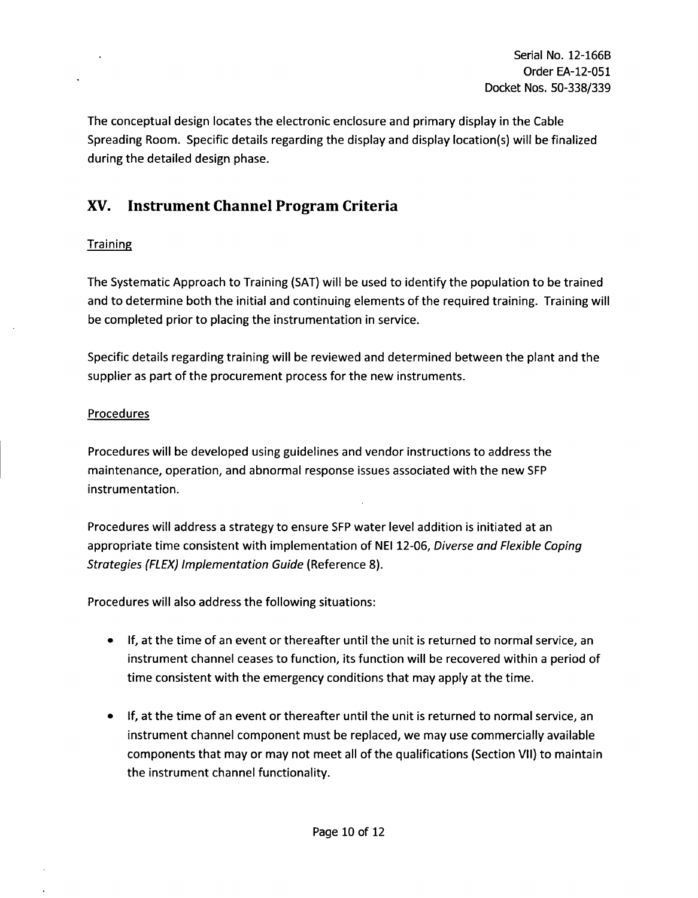The conceptual design locates the electronic enclosure and primary display in the Cable Spreading Room. Specific details regarding the display and display location(s) will be finalized during the detailed design phase.

## XV. Instrument Channel Program Criteria

Training

The Systematic Approach to Training (SAT) will be used to identify the population to be trained and to determine both the initial and continuing elements of the required training. Training will be completed prior to placing the instrumentation in service.

Specific details regarding training will be reviewed and determined between the plant and the supplier as part of the procurement process for the new instruments.

Procedures

Procedures will be developed using guidelines and vendor instructions to address the maintenance, operation, and abnormal response issues associated with the new SFP instrumentation.

Procedures will address a strategy to ensure SFP water level addition is initiated at an appropriate time consistent with implementation of NEI 12-06, *Diverse and Flexible Coping Strategies (FLEX) Implementation Guide* (Reference 8).

Procedures will also address the following situations:

- If, at the time of an event or thereafter until the unit is returned to normal service, an instrument channel ceases to function, its function will be recovered within a period of time consistent with the emergency conditions that may apply at the time.

- If, at the time of an event or thereafter until the unit is returned to normal service, an instrument channel component must be replaced, we may use commercially available components that may or may not meet all of the qualifications (Section VII) to maintain the instrument channel functionality.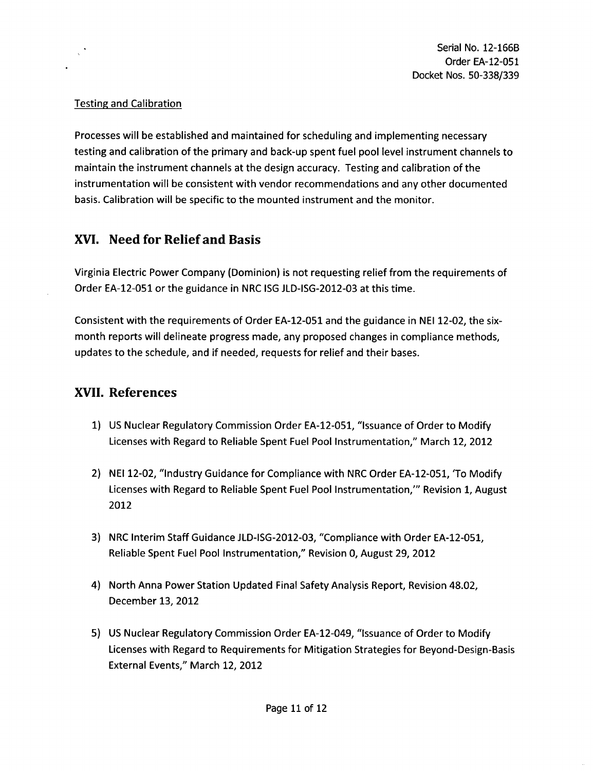Testing and Calibration

Processes will be established and maintained for scheduling and implementing necessary testing and calibration of the primary and back-up spent fuel pool level instrument channels to maintain the instrument channels at the design accuracy. Testing and calibration of the instrumentation will be consistent with vendor recommendations and any other documented basis. Calibration will be specific to the mounted instrument and the monitor.

## XVI. Need for Relief and Basis

Virginia Electric Power Company (Dominion) is not requesting relief from the requirements of Order EA-12-051 or the guidance in NRC ISG JLD-ISG-2012-03 at this time.

Consistent with the requirements of Order EA-12-051 and the guidance in NEI 12-02, the six-month reports will delineate progress made, any proposed changes in compliance methods, updates to the schedule, and if needed, requests for relief and their bases.

## XVII. References

1) US Nuclear Regulatory Commission Order EA-12-051, "Issuance of Order to Modify Licenses with Regard to Reliable Spent Fuel Pool Instrumentation," March 12, 2012

2) NEI 12-02, "Industry Guidance for Compliance with NRC Order EA-12-051, 'To Modify Licenses with Regard to Reliable Spent Fuel Pool Instrumentation,'" Revision 1, August 2012

3) NRC Interim Staff Guidance JLD-ISG-2012-03, "Compliance with Order EA-12-051, Reliable Spent Fuel Pool Instrumentation," Revision 0, August 29, 2012

4) North Anna Power Station Updated Final Safety Analysis Report, Revision 48.02, December 13, 2012

5) US Nuclear Regulatory Commission Order EA-12-049, "Issuance of Order to Modify Licenses with Regard to Requirements for Mitigation Strategies for Beyond-Design-Basis External Events," March 12, 2012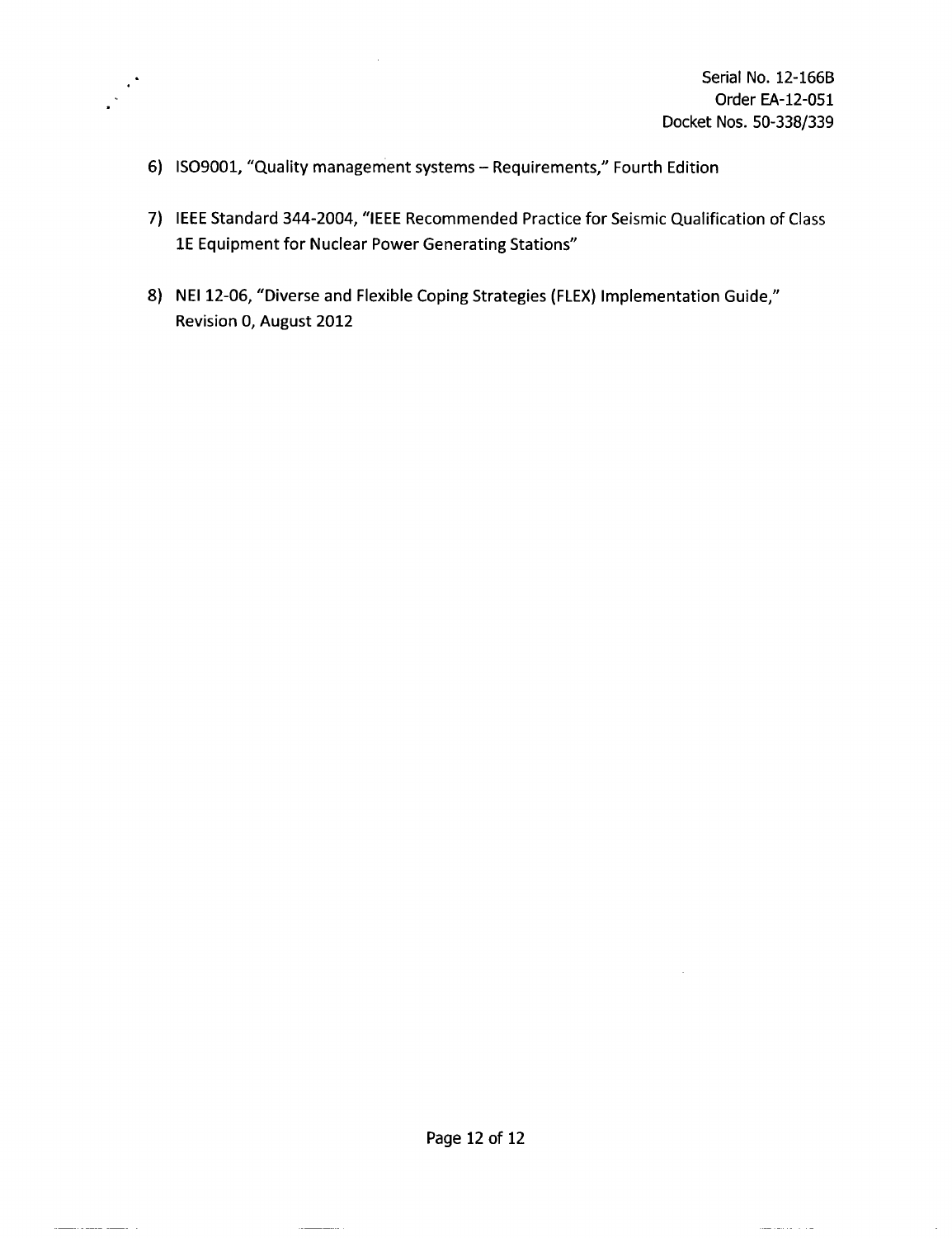6) ISO9001, "Quality management systems – Requirements," Fourth Edition

7) IEEE Standard 344-2004, "IEEE Recommended Practice for Seismic Qualification of Class 1E Equipment for Nuclear Power Generating Stations"

8) NEI 12-06, "Diverse and Flexible Coping Strategies (FLEX) Implementation Guide," Revision 0, August 2012